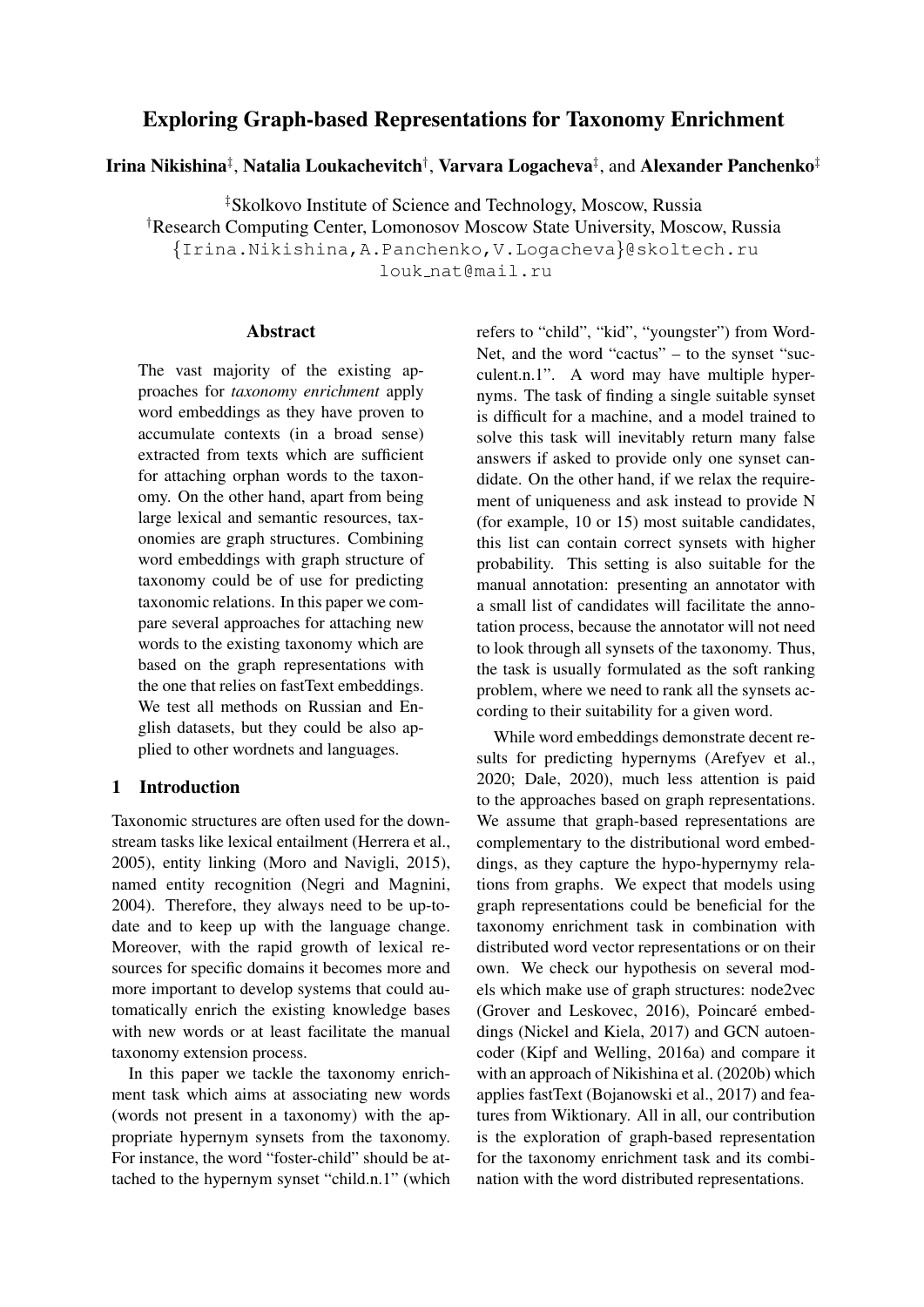# Exploring Graph-based Representations for Taxonomy Enrichment

**Irina Nikishina**[‡], **Natalia Loukachevitch**[†], **Varvara Logacheva**[‡], and **Alexander Panchenko**[‡]

[‡]Skolkovo Institute of Science and Technology, Moscow, Russia
[†]Research Computing Center, Lomonosov Moscow State University, Moscow, Russia
{Irina.Nikishina,A.Panchenko,V.Logacheva}@skoltech.ru
louk_nat@mail.ru

## Abstract

The vast majority of the existing approaches for *taxonomy enrichment* apply word embeddings as they have proven to accumulate contexts (in a broad sense) extracted from texts which are sufficient for attaching orphan words to the taxonomy. On the other hand, apart from being large lexical and semantic resources, taxonomies are graph structures. Combining word embeddings with graph structure of taxonomy could be of use for predicting taxonomic relations. In this paper we compare several approaches for attaching new words to the existing taxonomy which are based on the graph representations with the one that relies on fastText embeddings. We test all methods on Russian and English datasets, but they could be also applied to other wordnets and languages.

## 1 Introduction

Taxonomic structures are often used for the downstream tasks like lexical entailment (Herrera et al., 2005), entity linking (Moro and Navigli, 2015), named entity recognition (Negri and Magnini, 2004). Therefore, they always need to be up-to-date and to keep up with the language change. Moreover, with the rapid growth of lexical resources for specific domains it becomes more and more important to develop systems that could automatically enrich the existing knowledge bases with new words or at least facilitate the manual taxonomy extension process.

In this paper we tackle the taxonomy enrichment task which aims at associating new words (words not present in a taxonomy) with the appropriate hypernym synsets from the taxonomy. For instance, the word "foster-child" should be attached to the hypernym synset "child.n.1" (which refers to "child", "kid", "youngster") from WordNet, and the word "cactus" – to the synset "succulent.n.1". A word may have multiple hypernyms. The task of finding a single suitable synset is difficult for a machine, and a model trained to solve this task will inevitably return many false answers if asked to provide only one synset candidate. On the other hand, if we relax the requirement of uniqueness and ask instead to provide N (for example, 10 or 15) most suitable candidates, this list can contain correct synsets with higher probability. This setting is also suitable for the manual annotation: presenting an annotator with a small list of candidates will facilitate the annotation process, because the annotator will not need to look through all synsets of the taxonomy. Thus, the task is usually formulated as the soft ranking problem, where we need to rank all the synsets according to their suitability for a given word.

While word embeddings demonstrate decent results for predicting hypernyms (Arefyev et al., 2020; Dale, 2020), much less attention is paid to the approaches based on graph representations. We assume that graph-based representations are complementary to the distributional word embeddings, as they capture the hypo-hypernymy relations from graphs. We expect that models using graph representations could be beneficial for the taxonomy enrichment task in combination with distributed word vector representations or on their own. We check our hypothesis on several models which make use of graph structures: node2vec (Grover and Leskovec, 2016), Poincaré embeddings (Nickel and Kiela, 2017) and GCN autoencoder (Kipf and Welling, 2016a) and compare it with an approach of Nikishina et al. (2020b) which applies fastText (Bojanowski et al., 2017) and features from Wiktionary. All in all, our contribution is the exploration of graph-based representation for the taxonomy enrichment task and its combination with the word distributed representations.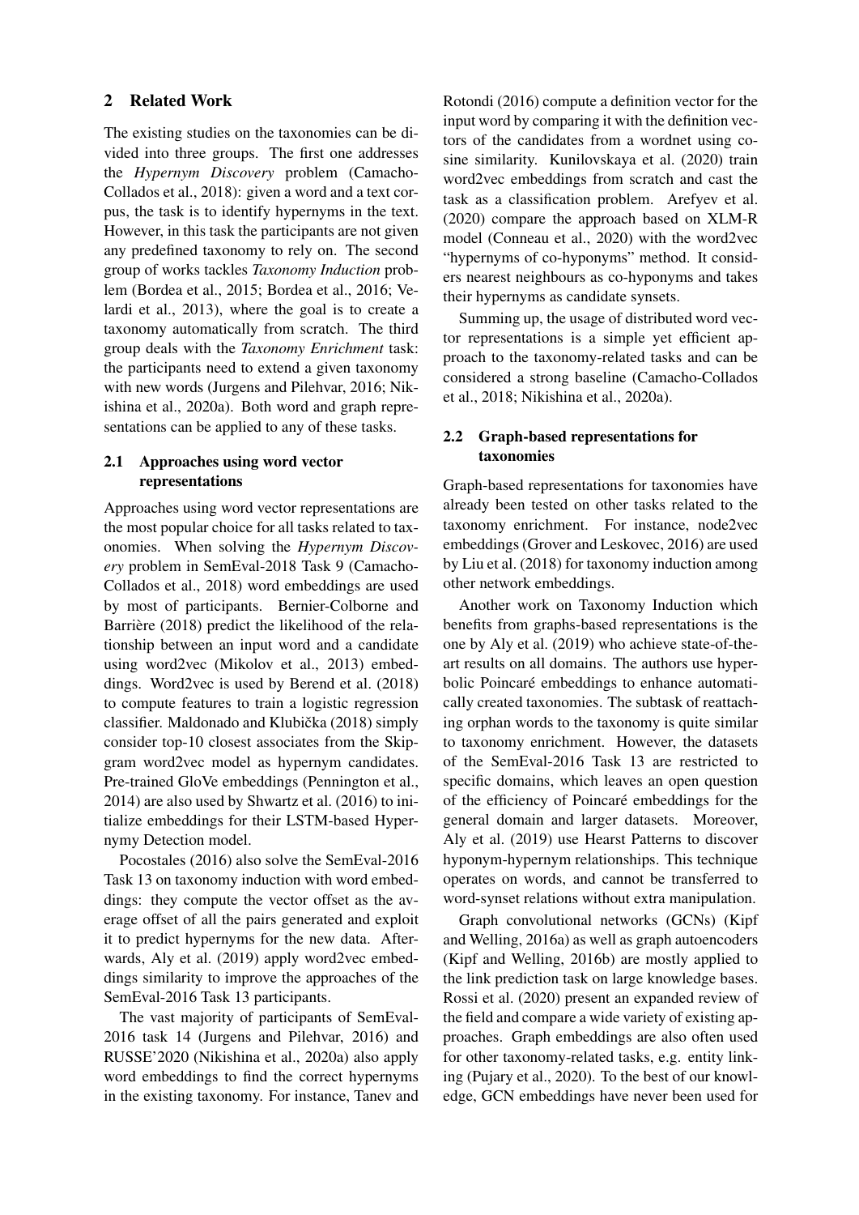## 2 Related Work

The existing studies on the taxonomies can be divided into three groups. The first one addresses the *Hypernym Discovery* problem (Camacho-Collados et al., 2018): given a word and a text corpus, the task is to identify hypernyms in the text. However, in this task the participants are not given any predefined taxonomy to rely on. The second group of works tackles *Taxonomy Induction* problem (Bordea et al., 2015; Bordea et al., 2016; Velardi et al., 2013), where the goal is to create a taxonomy automatically from scratch. The third group deals with the *Taxonomy Enrichment* task: the participants need to extend a given taxonomy with new words (Jurgens and Pilehvar, 2016; Nikishina et al., 2020a). Both word and graph representations can be applied to any of these tasks.

### 2.1 Approaches using word vector representations

Approaches using word vector representations are the most popular choice for all tasks related to taxonomies. When solving the *Hypernym Discovery* problem in SemEval-2018 Task 9 (Camacho-Collados et al., 2018) word embeddings are used by most of participants. Bernier-Colborne and Barrière (2018) predict the likelihood of the relationship between an input word and a candidate using word2vec (Mikolov et al., 2013) embeddings. Word2vec is used by Berend et al. (2018) to compute features to train a logistic regression classifier. Maldonado and Klubička (2018) simply consider top-10 closest associates from the Skip-gram word2vec model as hypernym candidates. Pre-trained GloVe embeddings (Pennington et al., 2014) are also used by Shwartz et al. (2016) to initialize embeddings for their LSTM-based Hypernymy Detection model.

Pocostales (2016) also solve the SemEval-2016 Task 13 on taxonomy induction with word embeddings: they compute the vector offset as the average offset of all the pairs generated and exploit it to predict hypernyms for the new data. Afterwards, Aly et al. (2019) apply word2vec embeddings similarity to improve the approaches of the SemEval-2016 Task 13 participants.

The vast majority of participants of SemEval-2016 task 14 (Jurgens and Pilehvar, 2016) and RUSSE'2020 (Nikishina et al., 2020a) also apply word embeddings to find the correct hypernyms in the existing taxonomy. For instance, Tanev and Rotondi (2016) compute a definition vector for the input word by comparing it with the definition vectors of the candidates from a wordnet using cosine similarity. Kunilovskaya et al. (2020) train word2vec embeddings from scratch and cast the task as a classification problem. Arefyev et al. (2020) compare the approach based on XLM-R model (Conneau et al., 2020) with the word2vec "hypernyms of co-hyponyms" method. It considers nearest neighbours as co-hyponyms and takes their hypernyms as candidate synsets.

Summing up, the usage of distributed word vector representations is a simple yet efficient approach to the taxonomy-related tasks and can be considered a strong baseline (Camacho-Collados et al., 2018; Nikishina et al., 2020a).

### 2.2 Graph-based representations for taxonomies

Graph-based representations for taxonomies have already been tested on other tasks related to the taxonomy enrichment. For instance, node2vec embeddings (Grover and Leskovec, 2016) are used by Liu et al. (2018) for taxonomy induction among other network embeddings.

Another work on Taxonomy Induction which benefits from graphs-based representations is the one by Aly et al. (2019) who achieve state-of-the-art results on all domains. The authors use hyperbolic Poincaré embeddings to enhance automatically created taxonomies. The subtask of reattaching orphan words to the taxonomy is quite similar to taxonomy enrichment. However, the datasets of the SemEval-2016 Task 13 are restricted to specific domains, which leaves an open question of the efficiency of Poincaré embeddings for the general domain and larger datasets. Moreover, Aly et al. (2019) use Hearst Patterns to discover hyponym-hypernym relationships. This technique operates on words, and cannot be transferred to word-synset relations without extra manipulation.

Graph convolutional networks (GCNs) (Kipf and Welling, 2016a) as well as graph autoencoders (Kipf and Welling, 2016b) are mostly applied to the link prediction task on large knowledge bases. Rossi et al. (2020) present an expanded review of the field and compare a wide variety of existing approaches. Graph embeddings are also often used for other taxonomy-related tasks, e.g. entity linking (Pujary et al., 2020). To the best of our knowledge, GCN embeddings have never been used for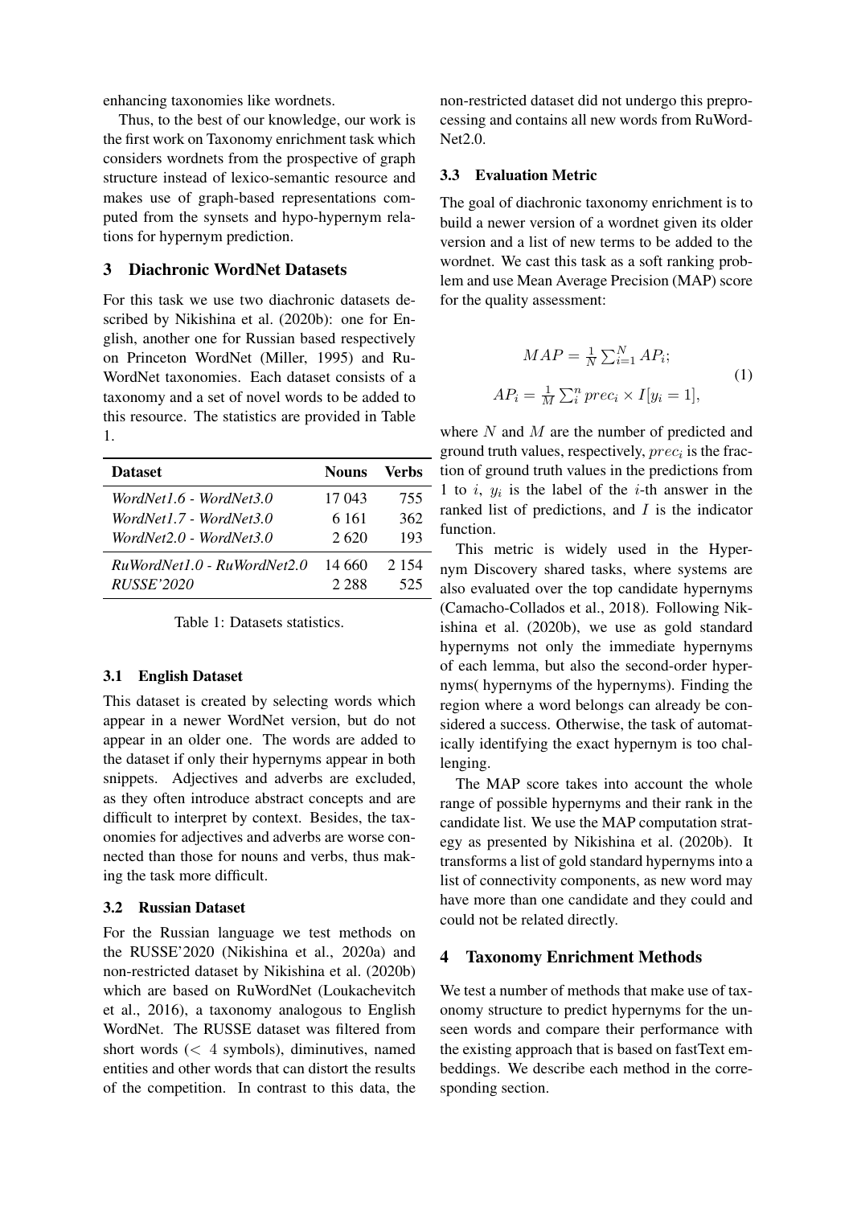enhancing taxonomies like wordnets.

Thus, to the best of our knowledge, our work is the first work on Taxonomy enrichment task which considers wordnets from the prospective of graph structure instead of lexico-semantic resource and makes use of graph-based representations computed from the synsets and hypo-hypernym relations for hypernym prediction.

## 3 Diachronic WordNet Datasets

For this task we use two diachronic datasets described by Nikishina et al. (2020b): one for English, another one for Russian based respectively on Princeton WordNet (Miller, 1995) and RuWordNet taxonomies. Each dataset consists of a taxonomy and a set of novel words to be added to this resource. The statistics are provided in Table 1.

| Dataset | Nouns | Verbs |
|---|---|---|
| *WordNet1.6 - WordNet3.0* | 17 043 | 755 |
| *WordNet1.7 - WordNet3.0* | 6 161 | 362 |
| *WordNet2.0 - WordNet3.0* | 2 620 | 193 |
| *RuWordNet1.0 - RuWordNet2.0* | 14 660 | 2 154 |
| *RUSSE'2020* | 2 288 | 525 |

Table 1: Datasets statistics.

### 3.1 English Dataset

This dataset is created by selecting words which appear in a newer WordNet version, but do not appear in an older one. The words are added to the dataset if only their hypernyms appear in both snippets. Adjectives and adverbs are excluded, as they often introduce abstract concepts and are difficult to interpret by context. Besides, the taxonomies for adjectives and adverbs are worse connected than those for nouns and verbs, thus making the task more difficult.

### 3.2 Russian Dataset

For the Russian language we test methods on the RUSSE'2020 (Nikishina et al., 2020a) and non-restricted dataset by Nikishina et al. (2020b) which are based on RuWordNet (Loukachevitch et al., 2016), a taxonomy analogous to English WordNet. The RUSSE dataset was filtered from short words ($< 4$ symbols), diminutives, named entities and other words that can distort the results of the competition. In contrast to this data, the non-restricted dataset did not undergo this preprocessing and contains all new words from RuWordNet2.0.

### 3.3 Evaluation Metric

The goal of diachronic taxonomy enrichment is to build a newer version of a wordnet given its older version and a list of new terms to be added to the wordnet. We cast this task as a soft ranking problem and use Mean Average Precision (MAP) score for the quality assessment:

$$MAP = \frac{1}{N}\sum_{i=1}^{N} AP_i;$$
$$AP_i = \frac{1}{M}\sum_{i}^{n} prec_i \times I[y_i = 1], \quad (1)$$

where $N$ and $M$ are the number of predicted and ground truth values, respectively, $prec_i$ is the fraction of ground truth values in the predictions from 1 to $i$, $y_i$ is the label of the $i$-th answer in the ranked list of predictions, and $I$ is the indicator function.

This metric is widely used in the Hypernym Discovery shared tasks, where systems are also evaluated over the top candidate hypernyms (Camacho-Collados et al., 2018). Following Nikishina et al. (2020b), we use as gold standard hypernyms not only the immediate hypernyms of each lemma, but also the second-order hypernyms( hypernyms of the hypernyms). Finding the region where a word belongs can already be considered a success. Otherwise, the task of automatically identifying the exact hypernym is too challenging.

The MAP score takes into account the whole range of possible hypernyms and their rank in the candidate list. We use the MAP computation strategy as presented by Nikishina et al. (2020b). It transforms a list of gold standard hypernyms into a list of connectivity components, as new word may have more than one candidate and they could and could not be related directly.

## 4 Taxonomy Enrichment Methods

We test a number of methods that make use of taxonomy structure to predict hypernyms for the unseen words and compare their performance with the existing approach that is based on fastText embeddings. We describe each method in the corresponding section.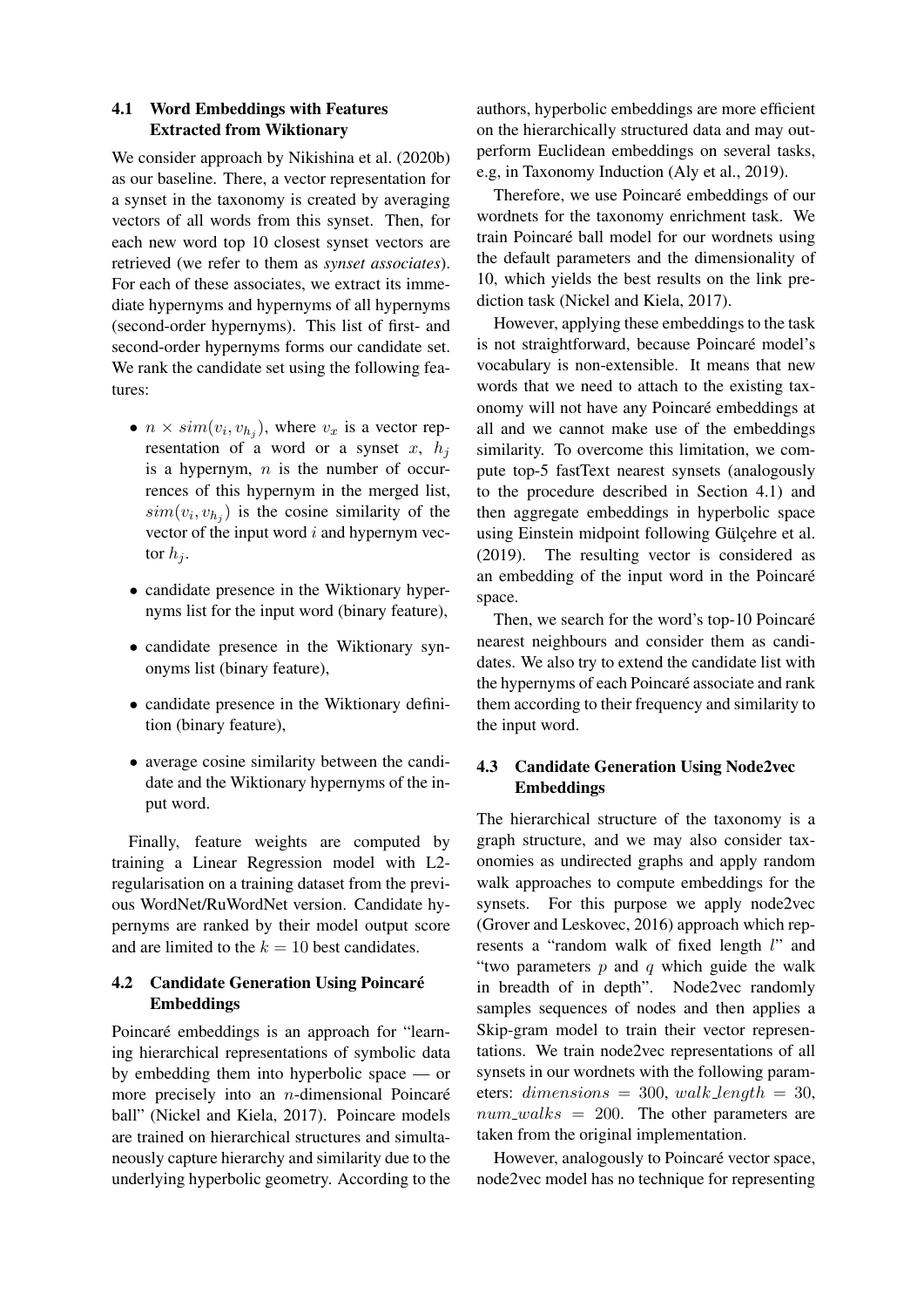### 4.1 Word Embeddings with Features Extracted from Wiktionary

We consider approach by Nikishina et al. (2020b) as our baseline. There, a vector representation for a synset in the taxonomy is created by averaging vectors of all words from this synset. Then, for each new word top 10 closest synset vectors are retrieved (we refer to them as *synset associates*). For each of these associates, we extract its immediate hypernyms and hypernyms of all hypernyms (second-order hypernyms). This list of first- and second-order hypernyms forms our candidate set. We rank the candidate set using the following features:

- $n \times sim(v_i, v_{h_j})$, where $v_x$ is a vector representation of a word or a synset $x$, $h_j$ is a hypernym, $n$ is the number of occurrences of this hypernym in the merged list, $sim(v_i, v_{h_j})$ is the cosine similarity of the vector of the input word $i$ and hypernym vector $h_j$.
- candidate presence in the Wiktionary hypernyms list for the input word (binary feature),
- candidate presence in the Wiktionary synonyms list (binary feature),
- candidate presence in the Wiktionary definition (binary feature),
- average cosine similarity between the candidate and the Wiktionary hypernyms of the input word.

Finally, feature weights are computed by training a Linear Regression model with L2-regularisation on a training dataset from the previous WordNet/RuWordNet version. Candidate hypernyms are ranked by their model output score and are limited to the $k = 10$ best candidates.

### 4.2 Candidate Generation Using Poincaré Embeddings

Poincaré embeddings is an approach for "learning hierarchical representations of symbolic data by embedding them into hyperbolic space — or more precisely into an $n$-dimensional Poincaré ball" (Nickel and Kiela, 2017). Poincare models are trained on hierarchical structures and simultaneously capture hierarchy and similarity due to the underlying hyperbolic geometry. According to the authors, hyperbolic embeddings are more efficient on the hierarchically structured data and may outperform Euclidean embeddings on several tasks, e.g, in Taxonomy Induction (Aly et al., 2019).

Therefore, we use Poincaré embeddings of our wordnets for the taxonomy enrichment task. We train Poincaré ball model for our wordnets using the default parameters and the dimensionality of 10, which yields the best results on the link prediction task (Nickel and Kiela, 2017).

However, applying these embeddings to the task is not straightforward, because Poincaré model's vocabulary is non-extensible. It means that new words that we need to attach to the existing taxonomy will not have any Poincaré embeddings at all and we cannot make use of the embeddings similarity. To overcome this limitation, we compute top-5 fastText nearest synsets (analogously to the procedure described in Section 4.1) and then aggregate embeddings in hyperbolic space using Einstein midpoint following Gülçehre et al. (2019). The resulting vector is considered as an embedding of the input word in the Poincaré space.

Then, we search for the word's top-10 Poincaré nearest neighbours and consider them as candidates. We also try to extend the candidate list with the hypernyms of each Poincaré associate and rank them according to their frequency and similarity to the input word.

### 4.3 Candidate Generation Using Node2vec Embeddings

The hierarchical structure of the taxonomy is a graph structure, and we may also consider taxonomies as undirected graphs and apply random walk approaches to compute embeddings for the synsets. For this purpose we apply node2vec (Grover and Leskovec, 2016) approach which represents a "random walk of fixed length $l$" and "two parameters $p$ and $q$ which guide the walk in breadth of in depth". Node2vec randomly samples sequences of nodes and then applies a Skip-gram model to train their vector representations. We train node2vec representations of all synsets in our wordnets with the following parameters: $dimensions = 300$, $walk\_length = 30$, $num\_walks = 200$. The other parameters are taken from the original implementation.

However, analogously to Poincaré vector space, node2vec model has no technique for representing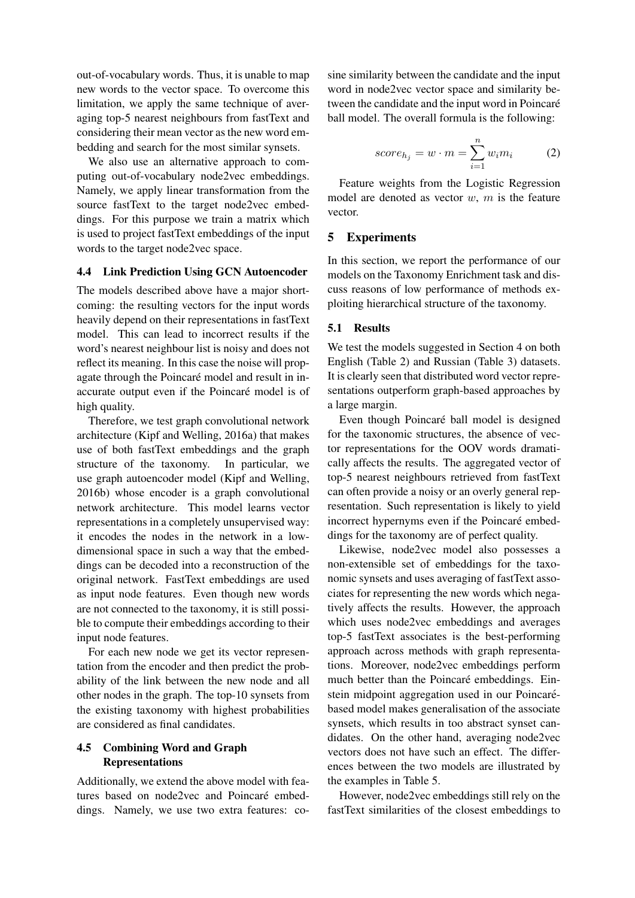out-of-vocabulary words. Thus, it is unable to map new words to the vector space. To overcome this limitation, we apply the same technique of averaging top-5 nearest neighbours from fastText and considering their mean vector as the new word embedding and search for the most similar synsets.

We also use an alternative approach to computing out-of-vocabulary node2vec embeddings. Namely, we apply linear transformation from the source fastText to the target node2vec embeddings. For this purpose we train a matrix which is used to project fastText embeddings of the input words to the target node2vec space.

### 4.4 Link Prediction Using GCN Autoencoder

The models described above have a major shortcoming: the resulting vectors for the input words heavily depend on their representations in fastText model. This can lead to incorrect results if the word's nearest neighbour list is noisy and does not reflect its meaning. In this case the noise will propagate through the Poincaré model and result in inaccurate output even if the Poincaré model is of high quality.

Therefore, we test graph convolutional network architecture (Kipf and Welling, 2016a) that makes use of both fastText embeddings and the graph structure of the taxonomy. In particular, we use graph autoencoder model (Kipf and Welling, 2016b) whose encoder is a graph convolutional network architecture. This model learns vector representations in a completely unsupervised way: it encodes the nodes in the network in a low-dimensional space in such a way that the embeddings can be decoded into a reconstruction of the original network. FastText embeddings are used as input node features. Even though new words are not connected to the taxonomy, it is still possible to compute their embeddings according to their input node features.

For each new node we get its vector representation from the encoder and then predict the probability of the link between the new node and all other nodes in the graph. The top-10 synsets from the existing taxonomy with highest probabilities are considered as final candidates.

### 4.5 Combining Word and Graph Representations

Additionally, we extend the above model with features based on node2vec and Poincaré embeddings. Namely, we use two extra features: cosine similarity between the candidate and the input word in node2vec vector space and similarity between the candidate and the input word in Poincaré ball model. The overall formula is the following:

$$score_{h_j} = w \cdot m = \sum_{i=1}^{n} w_i m_i \qquad (2)$$

Feature weights from the Logistic Regression model are denoted as vector $w$, $m$ is the feature vector.

## 5 Experiments

In this section, we report the performance of our models on the Taxonomy Enrichment task and discuss reasons of low performance of methods exploiting hierarchical structure of the taxonomy.

### 5.1 Results

We test the models suggested in Section 4 on both English (Table 2) and Russian (Table 3) datasets. It is clearly seen that distributed word vector representations outperform graph-based approaches by a large margin.

Even though Poincaré ball model is designed for the taxonomic structures, the absence of vector representations for the OOV words dramatically affects the results. The aggregated vector of top-5 nearest neighbours retrieved from fastText can often provide a noisy or an overly general representation. Such representation is likely to yield incorrect hypernyms even if the Poincaré embeddings for the taxonomy are of perfect quality.

Likewise, node2vec model also possesses a non-extensible set of embeddings for the taxonomic synsets and uses averaging of fastText associates for representing the new words which negatively affects the results. However, the approach which uses node2vec embeddings and averages top-5 fastText associates is the best-performing approach across methods with graph representations. Moreover, node2vec embeddings perform much better than the Poincaré embeddings. Einstein midpoint aggregation used in our Poincaré-based model makes generalisation of the associate synsets, which results in too abstract synset candidates. On the other hand, averaging node2vec vectors does not have such an effect. The differences between the two models are illustrated by the examples in Table 5.

However, node2vec embeddings still rely on the fastText similarities of the closest embeddings to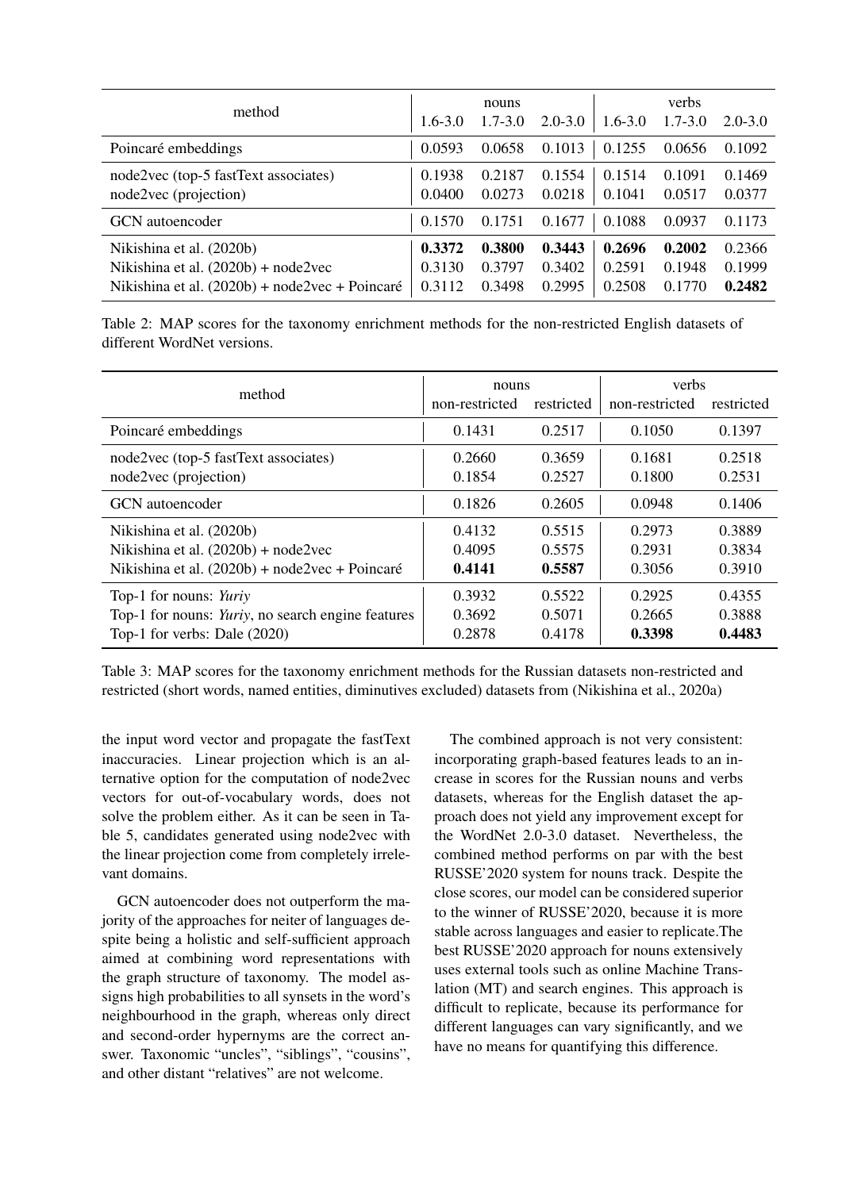| method | nouns | | | verbs | | |
|---|---|---|---|---|---|---|
| | 1.6-3.0 | 1.7-3.0 | 2.0-3.0 | 1.6-3.0 | 1.7-3.0 | 2.0-3.0 |
| Poincaré embeddings | 0.0593 | 0.0658 | 0.1013 | 0.1255 | 0.0656 | 0.1092 |
| node2vec (top-5 fastText associates) | 0.1938 | 0.2187 | 0.1554 | 0.1514 | 0.1091 | 0.1469 |
| node2vec (projection) | 0.0400 | 0.0273 | 0.0218 | 0.1041 | 0.0517 | 0.0377 |
| GCN autoencoder | 0.1570 | 0.1751 | 0.1677 | 0.1088 | 0.0937 | 0.1173 |
| Nikishina et al. (2020b) | **0.3372** | **0.3800** | **0.3443** | **0.2696** | **0.2002** | 0.2366 |
| Nikishina et al. (2020b) + node2vec | 0.3130 | 0.3797 | 0.3402 | 0.2591 | 0.1948 | 0.1999 |
| Nikishina et al. (2020b) + node2vec + Poincaré | 0.3112 | 0.3498 | 0.2995 | 0.2508 | 0.1770 | **0.2482** |

Table 2: MAP scores for the taxonomy enrichment methods for the non-restricted English datasets of different WordNet versions.

| method | nouns | | verbs | |
|---|---|---|---|---|
| | non-restricted | restricted | non-restricted | restricted |
| Poincaré embeddings | 0.1431 | 0.2517 | 0.1050 | 0.1397 |
| node2vec (top-5 fastText associates) | 0.2660 | 0.3659 | 0.1681 | 0.2518 |
| node2vec (projection) | 0.1854 | 0.2527 | 0.1800 | 0.2531 |
| GCN autoencoder | 0.1826 | 0.2605 | 0.0948 | 0.1406 |
| Nikishina et al. (2020b) | 0.4132 | 0.5515 | 0.2973 | 0.3889 |
| Nikishina et al. (2020b) + node2vec | 0.4095 | 0.5575 | 0.2931 | 0.3834 |
| Nikishina et al. (2020b) + node2vec + Poincaré | **0.4141** | **0.5587** | 0.3056 | 0.3910 |
| Top-1 for nouns: *Yuriy* | 0.3932 | 0.5522 | 0.2925 | 0.4355 |
| Top-1 for nouns: *Yuriy*, no search engine features | 0.3692 | 0.5071 | 0.2665 | 0.3888 |
| Top-1 for verbs: Dale (2020) | 0.2878 | 0.4178 | **0.3398** | **0.4483** |

Table 3: MAP scores for the taxonomy enrichment methods for the Russian datasets non-restricted and restricted (short words, named entities, diminutives excluded) datasets from (Nikishina et al., 2020a)

the input word vector and propagate the fastText inaccuracies. Linear projection which is an alternative option for the computation of node2vec vectors for out-of-vocabulary words, does not solve the problem either. As it can be seen in Table 5, candidates generated using node2vec with the linear projection come from completely irrelevant domains.

GCN autoencoder does not outperform the majority of the approaches for neiter of languages despite being a holistic and self-sufficient approach aimed at combining word representations with the graph structure of taxonomy. The model assigns high probabilities to all synsets in the word's neighbourhood in the graph, whereas only direct and second-order hypernyms are the correct answer. Taxonomic "uncles", "siblings", "cousins", and other distant "relatives" are not welcome.

The combined approach is not very consistent: incorporating graph-based features leads to an increase in scores for the Russian nouns and verbs datasets, whereas for the English dataset the approach does not yield any improvement except for the WordNet 2.0-3.0 dataset. Nevertheless, the combined method performs on par with the best RUSSE'2020 system for nouns track. Despite the close scores, our model can be considered superior to the winner of RUSSE'2020, because it is more stable across languages and easier to replicate.The best RUSSE'2020 approach for nouns extensively uses external tools such as online Machine Translation (MT) and search engines. This approach is difficult to replicate, because its performance for different languages can vary significantly, and we have no means for quantifying this difference.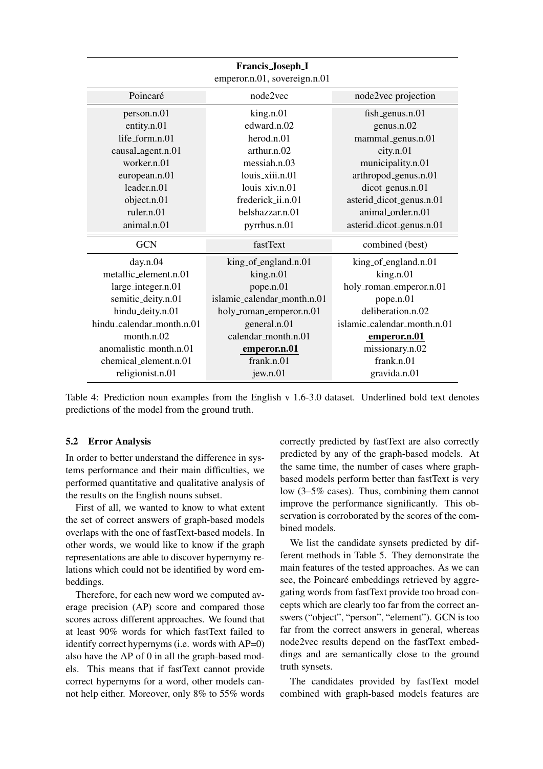| Francis_Joseph_I | | |
|---|---|---|
| emperor.n.01, sovereign.n.01 | | |
| **Poincaré** | **node2vec** | **node2vec projection** |
| person.n.01 | king.n.01 | fish_genus.n.01 |
| entity.n.01 | edward.n.02 | genus.n.02 |
| life_form.n.01 | herod.n.01 | mammal_genus.n.01 |
| causal_agent.n.01 | arthur.n.02 | city.n.01 |
| worker.n.01 | messiah.n.03 | municipality.n.01 |
| european.n.01 | louis_xiii.n.01 | arthropod_genus.n.01 |
| leader.n.01 | louis_xiv.n.01 | dicot_genus.n.01 |
| object.n.01 | frederick_ii.n.01 | asterid_dicot_genus.n.01 |
| ruler.n.01 | belshazzar.n.01 | animal_order.n.01 |
| animal.n.01 | pyrrhus.n.01 | asterid_dicot_genus.n.01 |
| **GCN** | **fastText** | **combined (best)** |
| day.n.04 | king_of_england.n.01 | king_of_england.n.01 |
| metallic_element.n.01 | king.n.01 | king.n.01 |
| large_integer.n.01 | pope.n.01 | holy_roman_emperor.n.01 |
| semitic_deity.n.01 | islamic_calendar_month.n.01 | pope.n.01 |
| hindu_deity.n.01 | holy_roman_emperor.n.01 | deliberation.n.02 |
| hindu_calendar_month.n.01 | general.n.01 | islamic_calendar_month.n.01 |
| month.n.02 | calendar_month.n.01 | **emperor.n.01** |
| anomalistic_month.n.01 | **emperor.n.01** | missionary.n.02 |
| chemical_element.n.01 | frank.n.01 | frank.n.01 |
| religionist.n.01 | jew.n.01 | gravida.n.01 |

Table 4: Prediction noun examples from the English v 1.6-3.0 dataset. Underlined bold text denotes predictions of the model from the ground truth.

### 5.2 Error Analysis

In order to better understand the difference in systems performance and their main difficulties, we performed quantitative and qualitative analysis of the results on the English nouns subset.

First of all, we wanted to know to what extent the set of correct answers of graph-based models overlaps with the one of fastText-based models. In other words, we would like to know if the graph representations are able to discover hypernymy relations which could not be identified by word embeddings.

Therefore, for each new word we computed average precision (AP) score and compared those scores across different approaches. We found that at least 90% words for which fastText failed to identify correct hypernyms (i.e. words with AP=0) also have the AP of 0 in all the graph-based models. This means that if fastText cannot provide correct hypernyms for a word, other models cannot help either. Moreover, only 8% to 55% words correctly predicted by fastText are also correctly predicted by any of the graph-based models. At the same time, the number of cases where graph-based models perform better than fastText is very low (3–5% cases). Thus, combining them cannot improve the performance significantly. This observation is corroborated by the scores of the combined models.

We list the candidate synsets predicted by different methods in Table 5. They demonstrate the main features of the tested approaches. As we can see, the Poincaré embeddings retrieved by aggregating words from fastText provide too broad concepts which are clearly too far from the correct answers ("object", "person", "element"). GCN is too far from the correct answers in general, whereas node2vec results depend on the fastText embeddings and are semantically close to the ground truth synsets.

The candidates provided by fastText model combined with graph-based models features are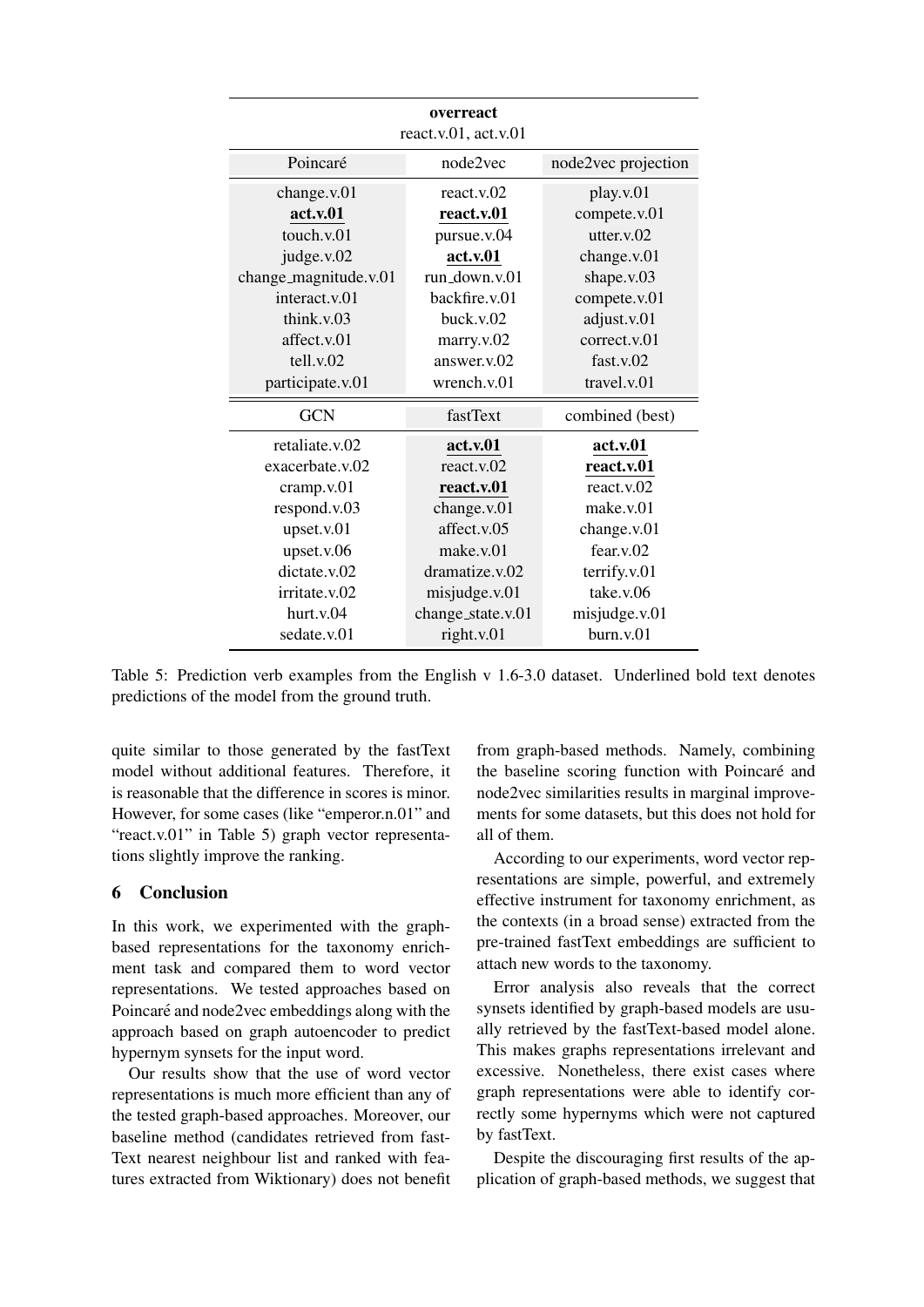| **overreact** react.v.01, act.v.01 | | |
|---|---|---|
| Poincaré | node2vec | node2vec projection |
| change.v.01 | react.v.02 | play.v.01 |
| **act.v.01** | **react.v.01** | compete.v.01 |
| touch.v.01 | pursue.v.04 | utter.v.02 |
| judge.v.02 | **act.v.01** | change.v.01 |
| change_magnitude.v.01 | run_down.v.01 | shape.v.03 |
| interact.v.01 | backfire.v.01 | compete.v.01 |
| think.v.03 | buck.v.02 | adjust.v.01 |
| affect.v.01 | marry.v.02 | correct.v.01 |
| tell.v.02 | answer.v.02 | fast.v.02 |
| participate.v.01 | wrench.v.01 | travel.v.01 |
| GCN | fastText | combined (best) |
| retaliate.v.02 | **act.v.01** | **act.v.01** |
| exacerbate.v.02 | react.v.02 | **react.v.01** |
| cramp.v.01 | **react.v.01** | react.v.02 |
| respond.v.03 | change.v.01 | make.v.01 |
| upset.v.01 | affect.v.05 | change.v.01 |
| upset.v.06 | make.v.01 | fear.v.02 |
| dictate.v.02 | dramatize.v.02 | terrify.v.01 |
| irritate.v.02 | misjudge.v.01 | take.v.06 |
| hurt.v.04 | change_state.v.01 | misjudge.v.01 |
| sedate.v.01 | right.v.01 | burn.v.01 |

Table 5: Prediction verb examples from the English v 1.6-3.0 dataset. Underlined bold text denotes predictions of the model from the ground truth.

quite similar to those generated by the fastText model without additional features. Therefore, it is reasonable that the difference in scores is minor. However, for some cases (like "emperor.n.01" and "react.v.01" in Table 5) graph vector representations slightly improve the ranking.

## 6 Conclusion

In this work, we experimented with the graph-based representations for the taxonomy enrichment task and compared them to word vector representations. We tested approaches based on Poincaré and node2vec embeddings along with the approach based on graph autoencoder to predict hypernym synsets for the input word.

Our results show that the use of word vector representations is much more efficient than any of the tested graph-based approaches. Moreover, our baseline method (candidates retrieved from fastText nearest neighbour list and ranked with features extracted from Wiktionary) does not benefit from graph-based methods. Namely, combining the baseline scoring function with Poincaré and node2vec similarities results in marginal improvements for some datasets, but this does not hold for all of them.

According to our experiments, word vector representations are simple, powerful, and extremely effective instrument for taxonomy enrichment, as the contexts (in a broad sense) extracted from the pre-trained fastText embeddings are sufficient to attach new words to the taxonomy.

Error analysis also reveals that the correct synsets identified by graph-based models are usually retrieved by the fastText-based model alone. This makes graphs representations irrelevant and excessive. Nonetheless, there exist cases where graph representations were able to identify correctly some hypernyms which were not captured by fastText.

Despite the discouraging first results of the application of graph-based methods, we suggest that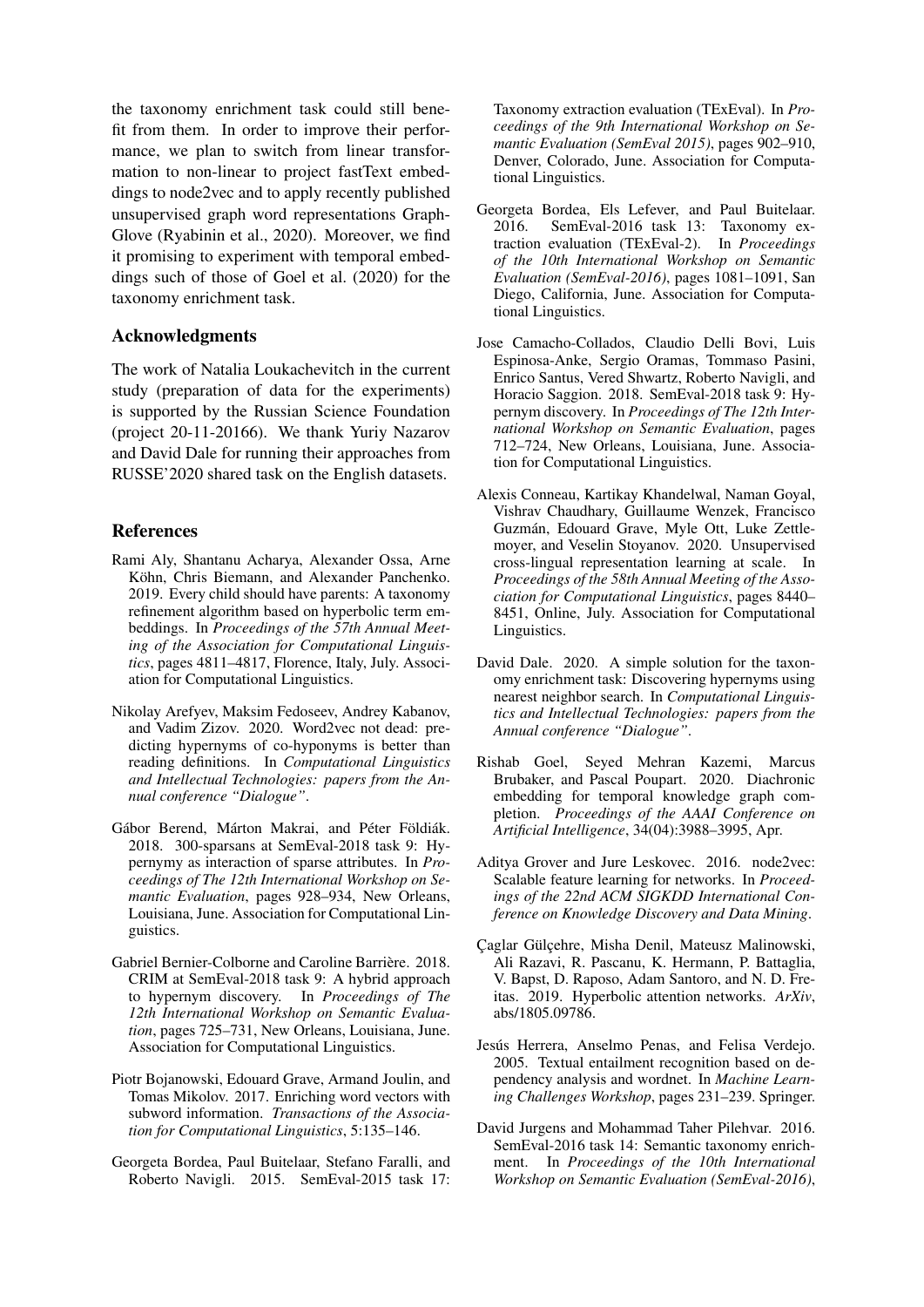the taxonomy enrichment task could still benefit from them. In order to improve their performance, we plan to switch from linear transformation to non-linear to project fastText embeddings to node2vec and to apply recently published unsupervised graph word representations GraphGlove (Ryabinin et al., 2020). Moreover, we find it promising to experiment with temporal embeddings such of those of Goel et al. (2020) for the taxonomy enrichment task.

## Acknowledgments

The work of Natalia Loukachevitch in the current study (preparation of data for the experiments) is supported by the Russian Science Foundation (project 20-11-20166). We thank Yuriy Nazarov and David Dale for running their approaches from RUSSE'2020 shared task on the English datasets.

## References

Rami Aly, Shantanu Acharya, Alexander Ossa, Arne Köhn, Chris Biemann, and Alexander Panchenko. 2019. Every child should have parents: A taxonomy refinement algorithm based on hyperbolic term embeddings. In *Proceedings of the 57th Annual Meeting of the Association for Computational Linguistics*, pages 4811–4817, Florence, Italy, July. Association for Computational Linguistics.

Nikolay Arefyev, Maksim Fedoseev, Andrey Kabanov, and Vadim Zizov. 2020. Word2vec not dead: predicting hypernyms of co-hyponyms is better than reading definitions. In *Computational Linguistics and Intellectual Technologies: papers from the Annual conference "Dialogue"*.

Gábor Berend, Márton Makrai, and Péter Földiák. 2018. 300-sparsans at SemEval-2018 task 9: Hypernymy as interaction of sparse attributes. In *Proceedings of The 12th International Workshop on Semantic Evaluation*, pages 928–934, New Orleans, Louisiana, June. Association for Computational Linguistics.

Gabriel Bernier-Colborne and Caroline Barrière. 2018. CRIM at SemEval-2018 task 9: A hybrid approach to hypernym discovery. In *Proceedings of The 12th International Workshop on Semantic Evaluation*, pages 725–731, New Orleans, Louisiana, June. Association for Computational Linguistics.

Piotr Bojanowski, Edouard Grave, Armand Joulin, and Tomas Mikolov. 2017. Enriching word vectors with subword information. *Transactions of the Association for Computational Linguistics*, 5:135–146.

Georgeta Bordea, Paul Buitelaar, Stefano Faralli, and Roberto Navigli. 2015. SemEval-2015 task 17: Taxonomy extraction evaluation (TExEval). In *Proceedings of the 9th International Workshop on Semantic Evaluation (SemEval 2015)*, pages 902–910, Denver, Colorado, June. Association for Computational Linguistics.

Georgeta Bordea, Els Lefever, and Paul Buitelaar. 2016. SemEval-2016 task 13: Taxonomy extraction evaluation (TExEval-2). In *Proceedings of the 10th International Workshop on Semantic Evaluation (SemEval-2016)*, pages 1081–1091, San Diego, California, June. Association for Computational Linguistics.

Jose Camacho-Collados, Claudio Delli Bovi, Luis Espinosa-Anke, Sergio Oramas, Tommaso Pasini, Enrico Santus, Vered Shwartz, Roberto Navigli, and Horacio Saggion. 2018. SemEval-2018 task 9: Hypernym discovery. In *Proceedings of The 12th International Workshop on Semantic Evaluation*, pages 712–724, New Orleans, Louisiana, June. Association for Computational Linguistics.

Alexis Conneau, Kartikay Khandelwal, Naman Goyal, Vishrav Chaudhary, Guillaume Wenzek, Francisco Guzmán, Edouard Grave, Myle Ott, Luke Zettlemoyer, and Veselin Stoyanov. 2020. Unsupervised cross-lingual representation learning at scale. In *Proceedings of the 58th Annual Meeting of the Association for Computational Linguistics*, pages 8440–8451, Online, July. Association for Computational Linguistics.

David Dale. 2020. A simple solution for the taxonomy enrichment task: Discovering hypernyms using nearest neighbor search. In *Computational Linguistics and Intellectual Technologies: papers from the Annual conference "Dialogue"*.

Rishab Goel, Seyed Mehran Kazemi, Marcus Brubaker, and Pascal Poupart. 2020. Diachronic embedding for temporal knowledge graph completion. *Proceedings of the AAAI Conference on Artificial Intelligence*, 34(04):3988–3995, Apr.

Aditya Grover and Jure Leskovec. 2016. node2vec: Scalable feature learning for networks. In *Proceedings of the 22nd ACM SIGKDD International Conference on Knowledge Discovery and Data Mining*.

Çaglar Gülçehre, Misha Denil, Mateusz Malinowski, Ali Razavi, R. Pascanu, K. Hermann, P. Battaglia, V. Bapst, D. Raposo, Adam Santoro, and N. D. Freitas. 2019. Hyperbolic attention networks. *ArXiv*, abs/1805.09786.

Jesús Herrera, Anselmo Penas, and Felisa Verdejo. 2005. Textual entailment recognition based on dependency analysis and wordnet. In *Machine Learning Challenges Workshop*, pages 231–239. Springer.

David Jurgens and Mohammad Taher Pilehvar. 2016. SemEval-2016 task 14: Semantic taxonomy enrichment. In *Proceedings of the 10th International Workshop on Semantic Evaluation (SemEval-2016)*,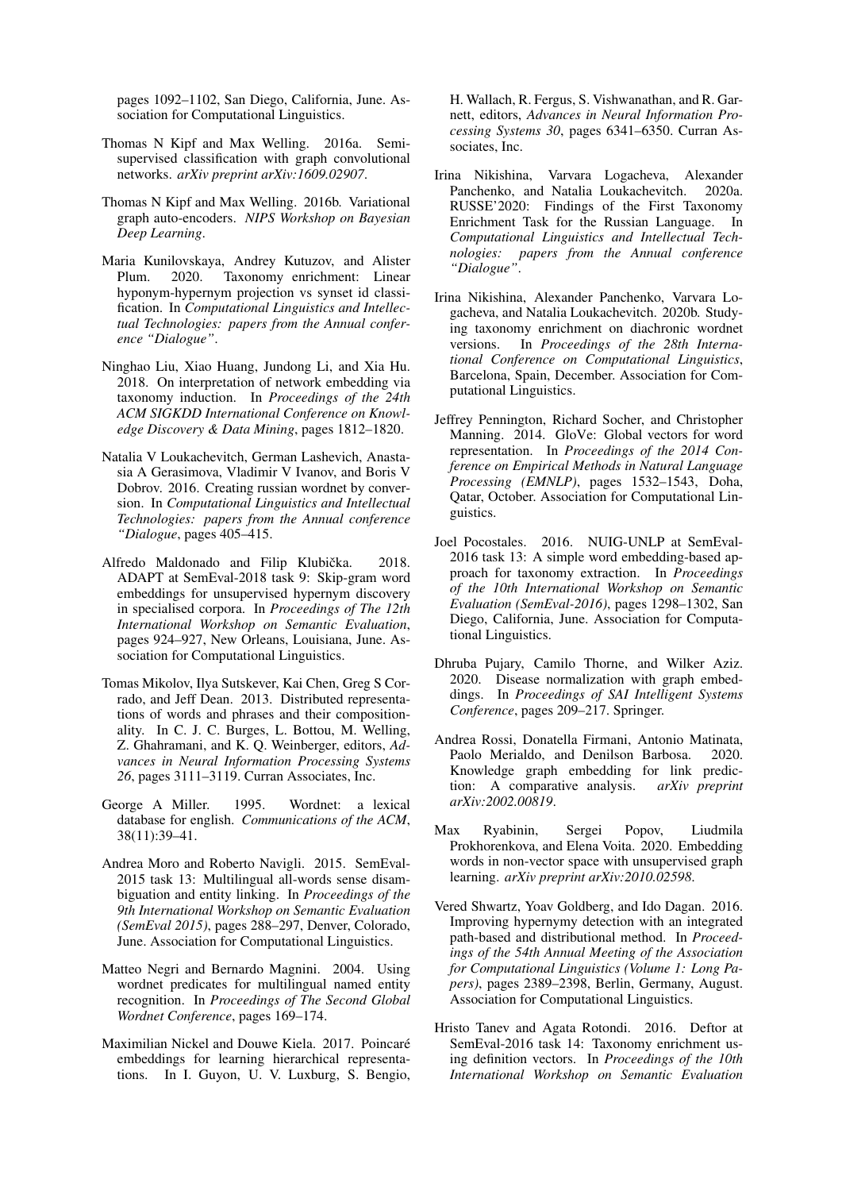pages 1092–1102, San Diego, California, June. Association for Computational Linguistics.

Thomas N Kipf and Max Welling. 2016a. Semi-supervised classification with graph convolutional networks. *arXiv preprint arXiv:1609.02907*.

Thomas N Kipf and Max Welling. 2016b. Variational graph auto-encoders. *NIPS Workshop on Bayesian Deep Learning*.

Maria Kunilovskaya, Andrey Kutuzov, and Alister Plum. 2020. Taxonomy enrichment: Linear hyponym-hypernym projection vs synset id classification. In *Computational Linguistics and Intellectual Technologies: papers from the Annual conference "Dialogue"*.

Ninghao Liu, Xiao Huang, Jundong Li, and Xia Hu. 2018. On interpretation of network embedding via taxonomy induction. In *Proceedings of the 24th ACM SIGKDD International Conference on Knowledge Discovery & Data Mining*, pages 1812–1820.

Natalia V Loukachevitch, German Lashevich, Anastasia A Gerasimova, Vladimir V Ivanov, and Boris V Dobrov. 2016. Creating russian wordnet by conversion. In *Computational Linguistics and Intellectual Technologies: papers from the Annual conference "Dialogue*, pages 405–415.

Alfredo Maldonado and Filip Klubička. 2018. ADAPT at SemEval-2018 task 9: Skip-gram word embeddings for unsupervised hypernym discovery in specialised corpora. In *Proceedings of The 12th International Workshop on Semantic Evaluation*, pages 924–927, New Orleans, Louisiana, June. Association for Computational Linguistics.

Tomas Mikolov, Ilya Sutskever, Kai Chen, Greg S Corrado, and Jeff Dean. 2013. Distributed representations of words and phrases and their compositionality. In C. J. C. Burges, L. Bottou, M. Welling, Z. Ghahramani, and K. Q. Weinberger, editors, *Advances in Neural Information Processing Systems 26*, pages 3111–3119. Curran Associates, Inc.

George A Miller. 1995. Wordnet: a lexical database for english. *Communications of the ACM*, 38(11):39–41.

Andrea Moro and Roberto Navigli. 2015. SemEval-2015 task 13: Multilingual all-words sense disambiguation and entity linking. In *Proceedings of the 9th International Workshop on Semantic Evaluation (SemEval 2015)*, pages 288–297, Denver, Colorado, June. Association for Computational Linguistics.

Matteo Negri and Bernardo Magnini. 2004. Using wordnet predicates for multilingual named entity recognition. In *Proceedings of The Second Global Wordnet Conference*, pages 169–174.

Maximilian Nickel and Douwe Kiela. 2017. Poincaré embeddings for learning hierarchical representations. In I. Guyon, U. V. Luxburg, S. Bengio, H. Wallach, R. Fergus, S. Vishwanathan, and R. Garnett, editors, *Advances in Neural Information Processing Systems 30*, pages 6341–6350. Curran Associates, Inc.

Irina Nikishina, Varvara Logacheva, Alexander Panchenko, and Natalia Loukachevitch. 2020a. RUSSE'2020: Findings of the First Taxonomy Enrichment Task for the Russian Language. In *Computational Linguistics and Intellectual Technologies: papers from the Annual conference "Dialogue"*.

Irina Nikishina, Alexander Panchenko, Varvara Logacheva, and Natalia Loukachevitch. 2020b. Studying taxonomy enrichment on diachronic wordnet versions. In *Proceedings of the 28th International Conference on Computational Linguistics*, Barcelona, Spain, December. Association for Computational Linguistics.

Jeffrey Pennington, Richard Socher, and Christopher Manning. 2014. GloVe: Global vectors for word representation. In *Proceedings of the 2014 Conference on Empirical Methods in Natural Language Processing (EMNLP)*, pages 1532–1543, Doha, Qatar, October. Association for Computational Linguistics.

Joel Pocostales. 2016. NUIG-UNLP at SemEval-2016 task 13: A simple word embedding-based approach for taxonomy extraction. In *Proceedings of the 10th International Workshop on Semantic Evaluation (SemEval-2016)*, pages 1298–1302, San Diego, California, June. Association for Computational Linguistics.

Dhruba Pujary, Camilo Thorne, and Wilker Aziz. 2020. Disease normalization with graph embeddings. In *Proceedings of SAI Intelligent Systems Conference*, pages 209–217. Springer.

Andrea Rossi, Donatella Firmani, Antonio Matinata, Paolo Merialdo, and Denilson Barbosa. 2020. Knowledge graph embedding for link prediction: A comparative analysis. *arXiv preprint arXiv:2002.00819*.

Max Ryabinin, Sergei Popov, Liudmila Prokhorenkova, and Elena Voita. 2020. Embedding words in non-vector space with unsupervised graph learning. *arXiv preprint arXiv:2010.02598*.

Vered Shwartz, Yoav Goldberg, and Ido Dagan. 2016. Improving hypernymy detection with an integrated path-based and distributional method. In *Proceedings of the 54th Annual Meeting of the Association for Computational Linguistics (Volume 1: Long Papers)*, pages 2389–2398, Berlin, Germany, August. Association for Computational Linguistics.

Hristo Tanev and Agata Rotondi. 2016. Deftor at SemEval-2016 task 14: Taxonomy enrichment using definition vectors. In *Proceedings of the 10th International Workshop on Semantic Evaluation*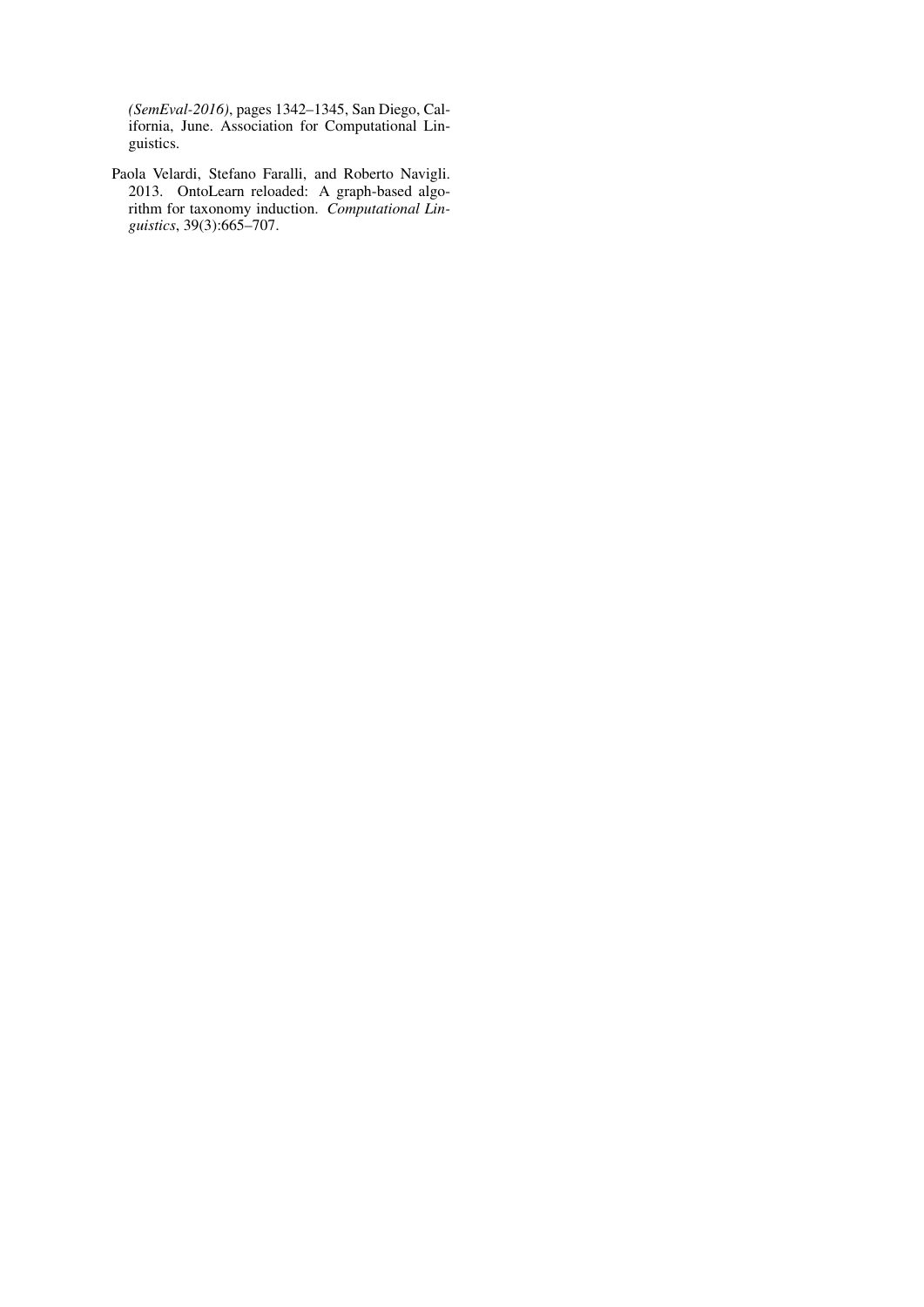*(SemEval-2016)*, pages 1342–1345, San Diego, California, June. Association for Computational Linguistics.

Paola Velardi, Stefano Faralli, and Roberto Navigli. 2013. OntoLearn reloaded: A graph-based algorithm for taxonomy induction. *Computational Linguistics*, 39(3):665–707.